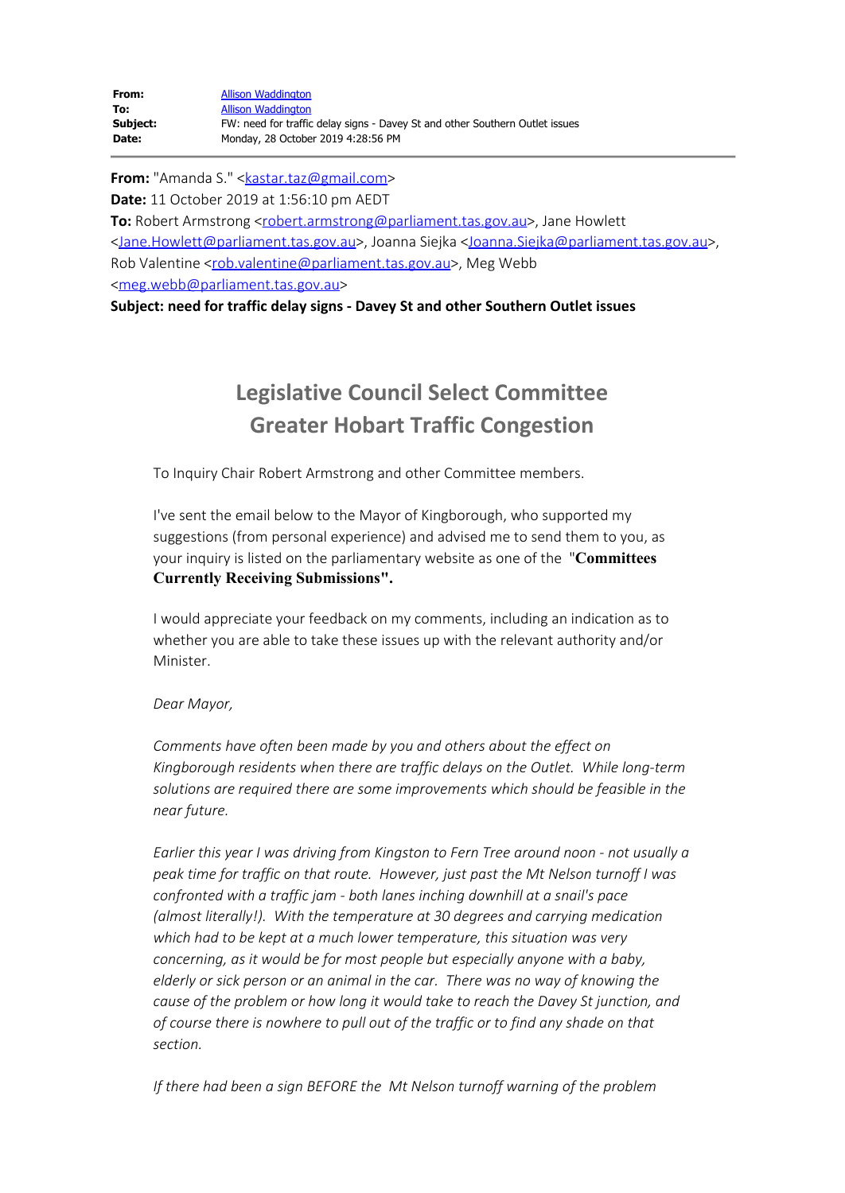| | |
|---|---|
| **From:** | Allison Waddington |
| **To:** | Allison Waddington |
| **Subject:** | FW: need for traffic delay signs - Davey St and other Southern Outlet issues |
| **Date:** | Monday, 28 October 2019 4:28:56 PM |

**From:** "Amanda S." <kastar.taz@gmail.com>
**Date:** 11 October 2019 at 1:56:10 pm AEDT
**To:** Robert Armstrong <robert.armstrong@parliament.tas.gov.au>, Jane Howlett <Jane.Howlett@parliament.tas.gov.au>, Joanna Siejka <Joanna.Siejka@parliament.tas.gov.au>, Rob Valentine <rob.valentine@parliament.tas.gov.au>, Meg Webb <meg.webb@parliament.tas.gov.au>
**Subject: need for traffic delay signs - Davey St and other Southern Outlet issues**

## Legislative Council Select Committee
## Greater Hobart Traffic Congestion

To Inquiry Chair Robert Armstrong and other Committee members.

I've sent the email below to the Mayor of Kingborough, who supported my suggestions (from personal experience) and advised me to send them to you, as your inquiry is listed on the parliamentary website as one of the "**Committees Currently Receiving Submissions".**

I would appreciate your feedback on my comments, including an indication as to whether you are able to take these issues up with the relevant authority and/or Minister.

*Dear Mayor,*

*Comments have often been made by you and others about the effect on Kingborough residents when there are traffic delays on the Outlet. While long-term solutions are required there are some improvements which should be feasible in the near future.*

*Earlier this year I was driving from Kingston to Fern Tree around noon - not usually a peak time for traffic on that route. However, just past the Mt Nelson turnoff I was confronted with a traffic jam - both lanes inching downhill at a snail's pace (almost literally!). With the temperature at 30 degrees and carrying medication which had to be kept at a much lower temperature, this situation was very concerning, as it would be for most people but especially anyone with a baby, elderly or sick person or an animal in the car. There was no way of knowing the cause of the problem or how long it would take to reach the Davey St junction, and of course there is nowhere to pull out of the traffic or to find any shade on that section.*

*If there had been a sign BEFORE the Mt Nelson turnoff warning of the problem*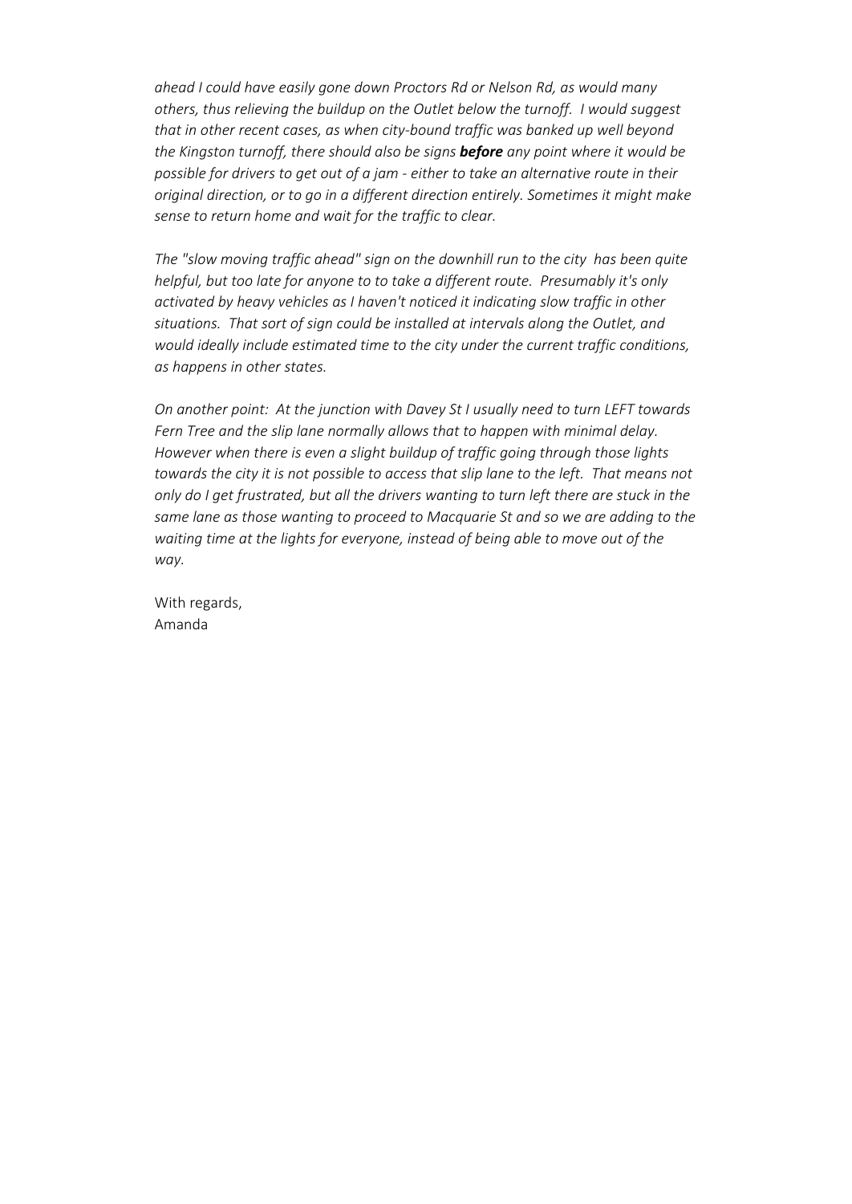*ahead I could have easily gone down Proctors Rd or Nelson Rd, as would many others, thus relieving the buildup on the Outlet below the turnoff. I would suggest that in other recent cases, as when city-bound traffic was banked up well beyond the Kingston turnoff, there should also be signs **before** any point where it would be possible for drivers to get out of a jam - either to take an alternative route in their original direction, or to go in a different direction entirely. Sometimes it might make sense to return home and wait for the traffic to clear.*

*The "slow moving traffic ahead" sign on the downhill run to the city has been quite helpful, but too late for anyone to to take a different route. Presumably it's only activated by heavy vehicles as I haven't noticed it indicating slow traffic in other situations. That sort of sign could be installed at intervals along the Outlet, and would ideally include estimated time to the city under the current traffic conditions, as happens in other states.*

*On another point: At the junction with Davey St I usually need to turn LEFT towards Fern Tree and the slip lane normally allows that to happen with minimal delay. However when there is even a slight buildup of traffic going through those lights towards the city it is not possible to access that slip lane to the left. That means not only do I get frustrated, but all the drivers wanting to turn left there are stuck in the same lane as those wanting to proceed to Macquarie St and so we are adding to the waiting time at the lights for everyone, instead of being able to move out of the way.*

With regards,
Amanda